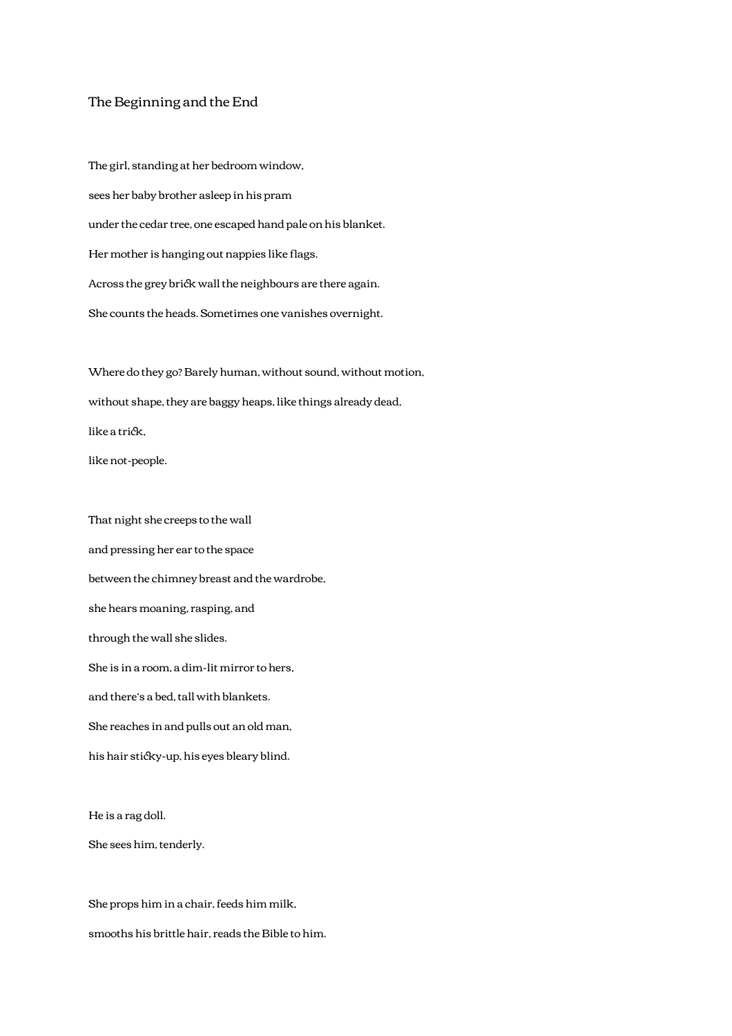# The Beginning and the End

The girl, standing at her bedroom window,

sees her baby brother asleep in his pram

under the cedar tree, one escaped hand pale on his blanket.

Her mother is hanging out nappies like flags.

Across the grey brick wall the neighbours are there again.

She counts the heads. Sometimes one vanishes overnight.

Where do they go? Barely human, without sound, without motion,

without shape, they are baggy heaps, like things already dead,

like a trick,

like not-people.

That night she creeps to the wall

and pressing her ear to the space

between the chimney breast and the wardrobe,

she hears moaning, rasping, and

through the wall she slides.

She is in a room, a dim-lit mirror to hers,

and there's a bed, tall with blankets.

She reaches in and pulls out an old man,

his hair sticky-up, his eyes bleary blind.

He is a rag doll.

She sees him, tenderly.

She props him in a chair, feeds him milk,

smooths his brittle hair, reads the Bible to him.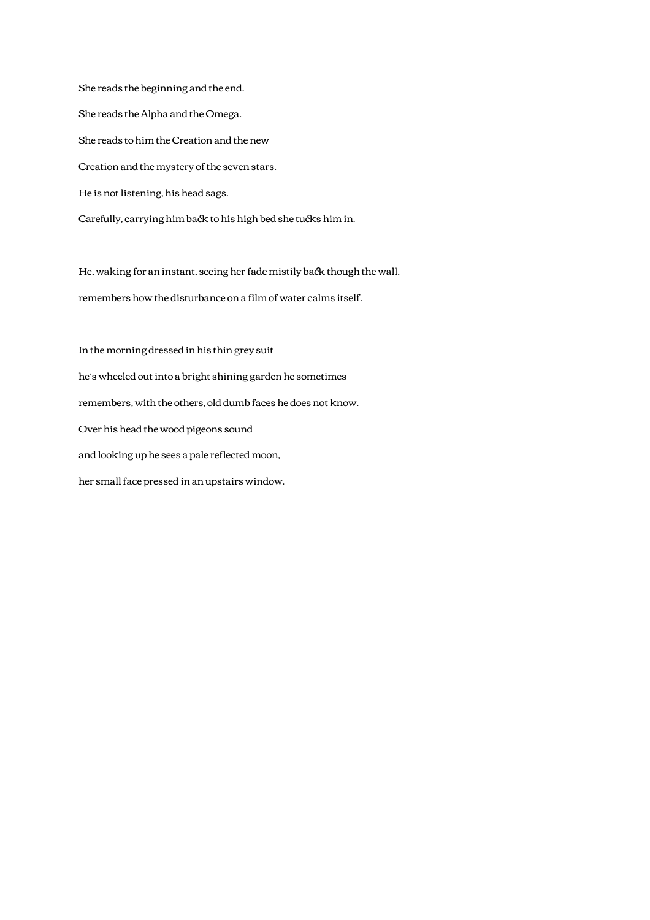She reads the beginning and the end.

She reads the Alpha and the Omega.

She reads to him the Creation and the new

Creation and the mystery of the seven stars.

He is not listening, his head sags.

Carefully, carrying him back to his high bed she tucks him in.

He, waking for an instant, seeing her fade mistily back though the wall,

remembers how the disturbance on a film of water calms itself.

In the morning dressed in his thin grey suit

he's wheeled out into a bright shining garden he sometimes

remembers, with the others, old dumb faces he does not know.

Over his head the wood pigeons sound

and looking up he sees a pale reflected moon,

her small face pressed in an upstairs window.